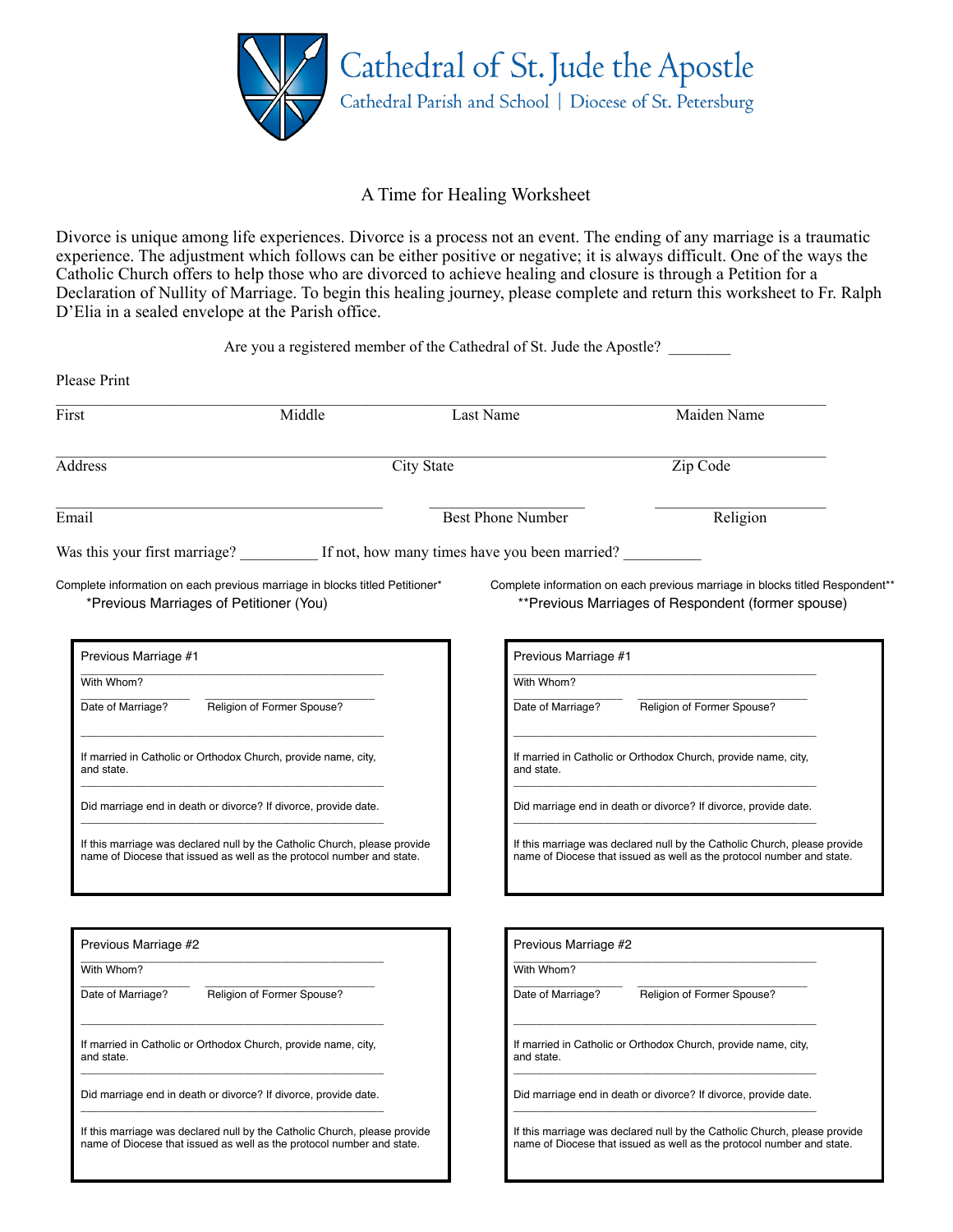Cathedral of St. Jude the Apostle
Cathedral Parish and School | Diocese of St. Petersburg

# A Time for Healing Worksheet

Divorce is unique among life experiences. Divorce is a process not an event. The ending of any marriage is a traumatic experience. The adjustment which follows can be either positive or negative; it is always difficult. One of the ways the Catholic Church offers to help those who are divorced to achieve healing and closure is through a Petition for a Declaration of Nullity of Marriage. To begin this healing journey, please complete and return this worksheet to Fr. Ralph D'Elia in a sealed envelope at the Parish office.

Are you a registered member of the Cathedral of St. Jude the Apostle? ________

Please Print

_______________________________________________________________________________

First                    Middle                    Last Name                    Maiden Name

_______________________________________________________________________________

Address                    City State                    Zip Code

_______________________________    ________________    ________________

Email                    Best Phone Number                    Religion

Was this your first marriage? __________ If not, how many times have you been married? __________

Complete information on each previous marriage in blocks titled Petitioner*

*Previous Marriages of Petitioner (You)

**Previous Marriage #1**

_______________________________________
With Whom?

____________    ________________
Date of Marriage?    Religion of Former Spouse?

_______________________________________
If married in Catholic or Orthodox Church, provide name, city, and state.

_______________________________________
Did marriage end in death or divorce? If divorce, provide date.

_______________________________________
If this marriage was declared null by the Catholic Church, please provide name of Diocese that issued as well as the protocol number and state.

**Previous Marriage #2**

_______________________________________
With Whom?

____________    ________________
Date of Marriage?    Religion of Former Spouse?

_______________________________________
If married in Catholic or Orthodox Church, provide name, city, and state.

_______________________________________
Did marriage end in death or divorce? If divorce, provide date.

_______________________________________
If this marriage was declared null by the Catholic Church, please provide name of Diocese that issued as well as the protocol number and state.

Complete information on each previous marriage in blocks titled Respondent**

**Previous Marriages of Respondent (former spouse)

**Previous Marriage #1**

_______________________________________
With Whom?

____________    ________________
Date of Marriage?    Religion of Former Spouse?

_______________________________________
If married in Catholic or Orthodox Church, provide name, city, and state.

_______________________________________
Did marriage end in death or divorce? If divorce, provide date.

_______________________________________
If this marriage was declared null by the Catholic Church, please provide name of Diocese that issued as well as the protocol number and state.

**Previous Marriage #2**

_______________________________________
With Whom?

____________    ________________
Date of Marriage?    Religion of Former Spouse?

_______________________________________
If married in Catholic or Orthodox Church, provide name, city, and state.

_______________________________________
Did marriage end in death or divorce? If divorce, provide date.

_______________________________________
If this marriage was declared null by the Catholic Church, please provide name of Diocese that issued as well as the protocol number and state.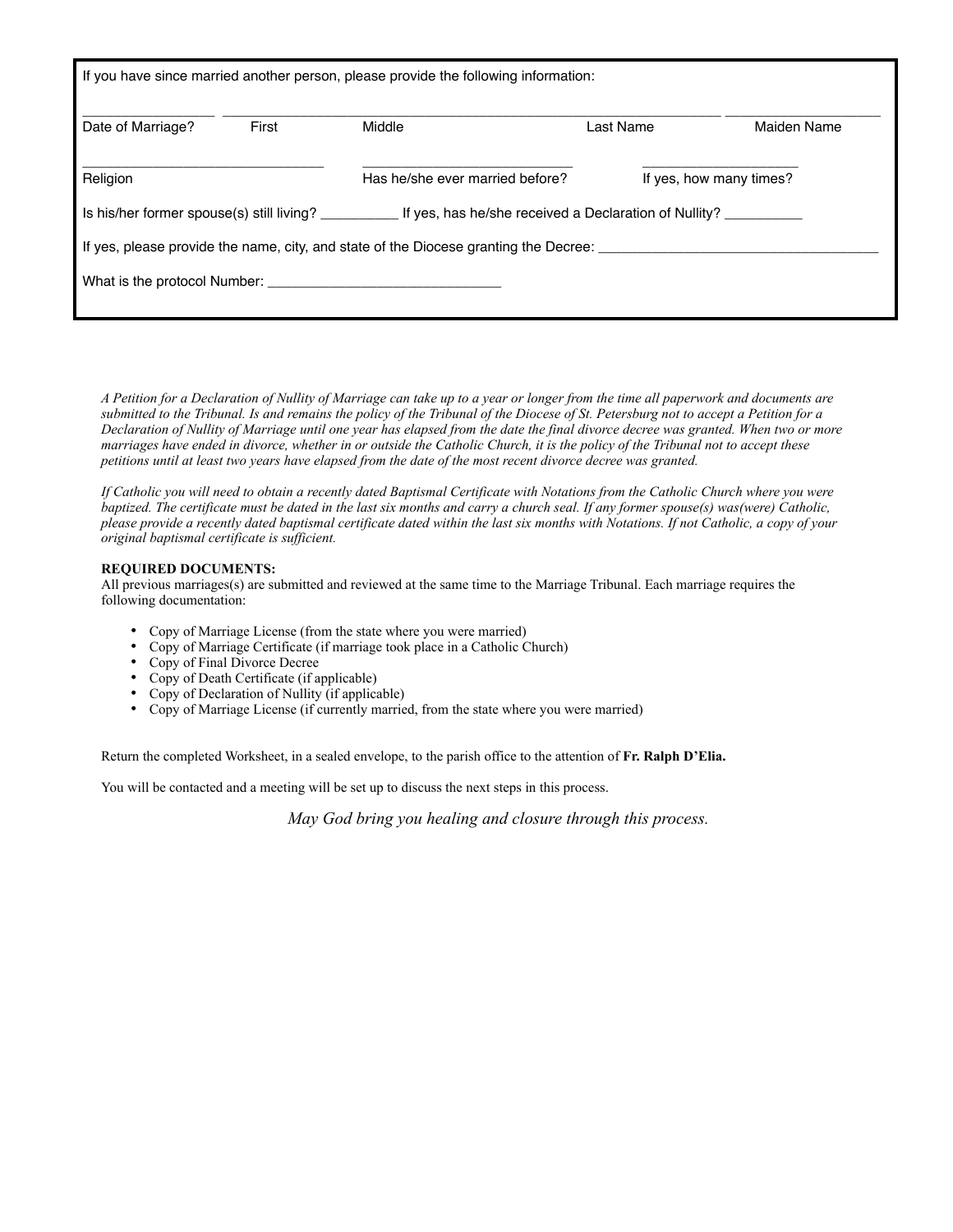If you have since married another person, please provide the following information:

| | | | | |
|---|---|---|---|---|
| ________________ | ________________ | ________________ | ________________ | ________________ |
| Date of Marriage? | First | Middle | Last Name | Maiden Name |

| | | |
|---|---|---|
| ______________________________ | __________________________ | ____________________ |
| Religion | Has he/she ever married before? | If yes, how many times? |

Is his/her former spouse(s) still living? __________ If yes, has he/she received a Declaration of Nullity? __________

If yes, please provide the name, city, and state of the Diocese granting the Decree: ____________________________________

What is the protocol Number: ______________________________

*A Petition for a Declaration of Nullity of Marriage can take up to a year or longer from the time all paperwork and documents are submitted to the Tribunal. Is and remains the policy of the Tribunal of the Diocese of St. Petersburg not to accept a Petition for a Declaration of Nullity of Marriage until one year has elapsed from the date the final divorce decree was granted. When two or more marriages have ended in divorce, whether in or outside the Catholic Church, it is the policy of the Tribunal not to accept these petitions until at least two years have elapsed from the date of the most recent divorce decree was granted.*

*If Catholic you will need to obtain a recently dated Baptismal Certificate with Notations from the Catholic Church where you were baptized. The certificate must be dated in the last six months and carry a church seal. If any former spouse(s) was(were) Catholic, please provide a recently dated baptismal certificate dated within the last six months with Notations. If not Catholic, a copy of your original baptismal certificate is sufficient.*

**REQUIRED DOCUMENTS:**

All previous marriages(s) are submitted and reviewed at the same time to the Marriage Tribunal. Each marriage requires the following documentation:

- Copy of Marriage License (from the state where you were married)
- Copy of Marriage Certificate (if marriage took place in a Catholic Church)
- Copy of Final Divorce Decree
- Copy of Death Certificate (if applicable)
- Copy of Declaration of Nullity (if applicable)
- Copy of Marriage License (if currently married, from the state where you were married)

Return the completed Worksheet, in a sealed envelope, to the parish office to the attention of **Fr. Ralph D'Elia.**

You will be contacted and a meeting will be set up to discuss the next steps in this process.

*May God bring you healing and closure through this process.*